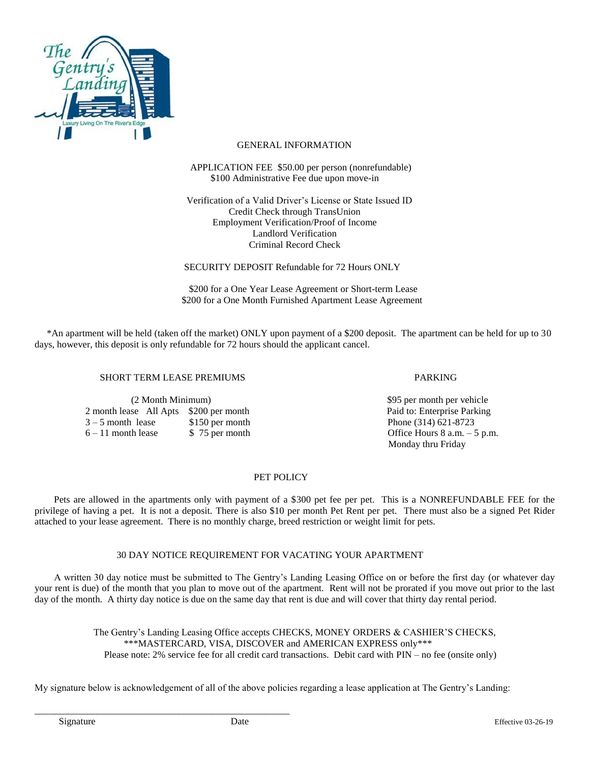The Gentry's Landing

Luxury Living On The River's Edge

## GENERAL INFORMATION

APPLICATION FEE $50.00 per person (nonrefundable)
$100 Administrative Fee due upon move-in

Verification of a Valid Driver's License or State Issued ID
Credit Check through TransUnion
Employment Verification/Proof of Income
Landlord Verification
Criminal Record Check

SECURITY DEPOSIT Refundable for 72 Hours ONLY

$200 for a One Year Lease Agreement or Short-term Lease
$200 for a One Month Furnished Apartment Lease Agreement

*An apartment will be held (taken off the market) ONLY upon payment of a $200 deposit. The apartment can be held for up to 30 days, however, this deposit is only refundable for 72 hours should the applicant cancel.

## SHORT TERM LEASE PREMIUMS

(2 Month Minimum)

| | |
|---|---|
| 2 month lease All Apts | $200 per month |
| 3 – 5 month lease | $150 per month |
| 6 – 11 month lease | $ 75 per month |

## PARKING

$95 per month per vehicle
Paid to: Enterprise Parking
Phone (314) 621-8723
Office Hours 8 a.m. – 5 p.m.
Monday thru Friday

## PET POLICY

Pets are allowed in the apartments only with payment of a $300 pet fee per pet. This is a NONREFUNDABLE FEE for the privilege of having a pet. It is not a deposit. There is also $10 per month Pet Rent per pet. There must also be a signed Pet Rider attached to your lease agreement. There is no monthly charge, breed restriction or weight limit for pets.

## 30 DAY NOTICE REQUIREMENT FOR VACATING YOUR APARTMENT

A written 30 day notice must be submitted to The Gentry's Landing Leasing Office on or before the first day (or whatever day your rent is due) of the month that you plan to move out of the apartment. Rent will not be prorated if you move out prior to the last day of the month. A thirty day notice is due on the same day that rent is due and will cover that thirty day rental period.

The Gentry's Landing Leasing Office accepts CHECKS, MONEY ORDERS & CASHIER'S CHECKS,
***MASTERCARD, VISA, DISCOVER and AMERICAN EXPRESS only***
Please note: 2% service fee for all credit card transactions. Debit card with PIN – no fee (onsite only)

My signature below is acknowledgement of all of the above policies regarding a lease application at The Gentry's Landing:

_______________________________________________________

Signature Date

Effective 03-26-19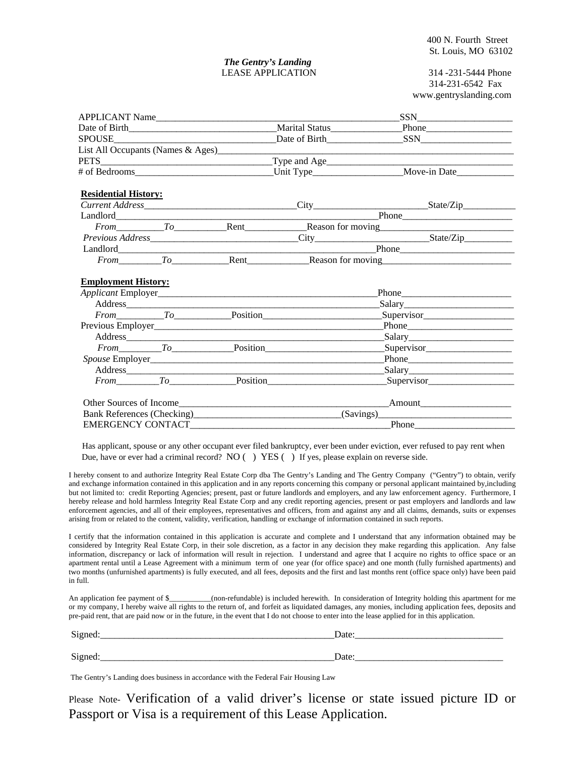400 N. Fourth Street
St. Louis, MO 63102

314 -231-5444 Phone
314-231-6542 Fax
www.gentryslanding.com

***The Gentry's Landing***
LEASE APPLICATION

APPLICANT Name_______________________________________________SSN____________________
Date of Birth________________________________Marital Status_______________Phone__________________
SPOUSE___________________________________Date of Birth________________SSN___________________
List All Occupants (Names & Ages)____________________________________________________________
PETS__________________________________Type and Age______________________________________
# of Bedrooms_____________________________Unit Type___________________Move-in Date____________

**Residential History:**

*Current Address*________________________________City_______________________State/Zip___________
Landlord__________________________________________________________Phone_______________________
*From*__________*To*___________Rent_____________Reason for moving___________________________
*Previous Address*_______________________________City_______________________State/Zip__________
Landlord__________________________________________________________Phone________________________
*From*_________*To*____________Rent_____________Reason for moving__________________________

**Employment History:**

*Applicant* Employer_______________________________________________Phone_______________________
Address___________________________________________________________Salary_______________________
*From*__________*To*____________Position________________________Supervisor___________________
Previous Employer_________________________________________________Phone______________________
Address___________________________________________________________Salary______________________
*From*_________*To*_____________Position________________________Supervisor__________________
*Spouse* Employer__________________________________________________Phone______________________
Address___________________________________________________________Salary______________________
*From*_________*To*______________Position________________________Supervisor__________________

Other Sources of Income____________________________________________Amount___________________
Bank References (Checking)_______________________________(Savings)____________________________
EMERGENCY CONTACT______________________________________________Phone_____________________

Has applicant, spouse or any other occupant ever filed bankruptcy, ever been under eviction, ever refused to pay rent when Due, have or ever had a criminal record? NO ( ) YES ( ) If yes, please explain on reverse side.

I hereby consent to and authorize Integrity Real Estate Corp dba The Gentry's Landing and The Gentry Company ("Gentry") to obtain, verify and exchange information contained in this application and in any reports concerning this company or personal applicant maintained by,including but not limited to: credit Reporting Agencies; present, past or future landlords and employers, and any law enforcement agency. Furthermore, I hereby release and hold harmless Integrity Real Estate Corp and any credit reporting agencies, present or past employers and landlords and law enforcement agencies, and all of their employees, representatives and officers, from and against any and all claims, demands, suits or expenses arising from or related to the content, validity, verification, handling or exchange of information contained in such reports.

I certify that the information contained in this application is accurate and complete and I understand that any information obtained may be considered by Integrity Real Estate Corp, in their sole discretion, as a factor in any decision they make regarding this application. Any false information, discrepancy or lack of information will result in rejection. I understand and agree that I acquire no rights to office space or an apartment rental until a Lease Agreement with a minimum term of one year (for office space) and one month (fully furnished apartments) and two months (unfurnished apartments) is fully executed, and all fees, deposits and the first and last months rent (office space only) have been paid in full.

An application fee payment of $___________(non-refundable) is included herewith. In consideration of Integrity holding this apartment for me or my company, I hereby waive all rights to the return of, and forfeit as liquidated damages, any monies, including application fees, deposits and pre-paid rent, that are paid now or in the future, in the event that I do not choose to enter into the lease applied for in this application.

Signed:__________________________________________________Date:_______________________________

Signed:__________________________________________________Date:_______________________________

The Gentry's Landing does business in accordance with the Federal Fair Housing Law

Please Note- Verification of a valid driver's license or state issued picture ID or Passport or Visa is a requirement of this Lease Application.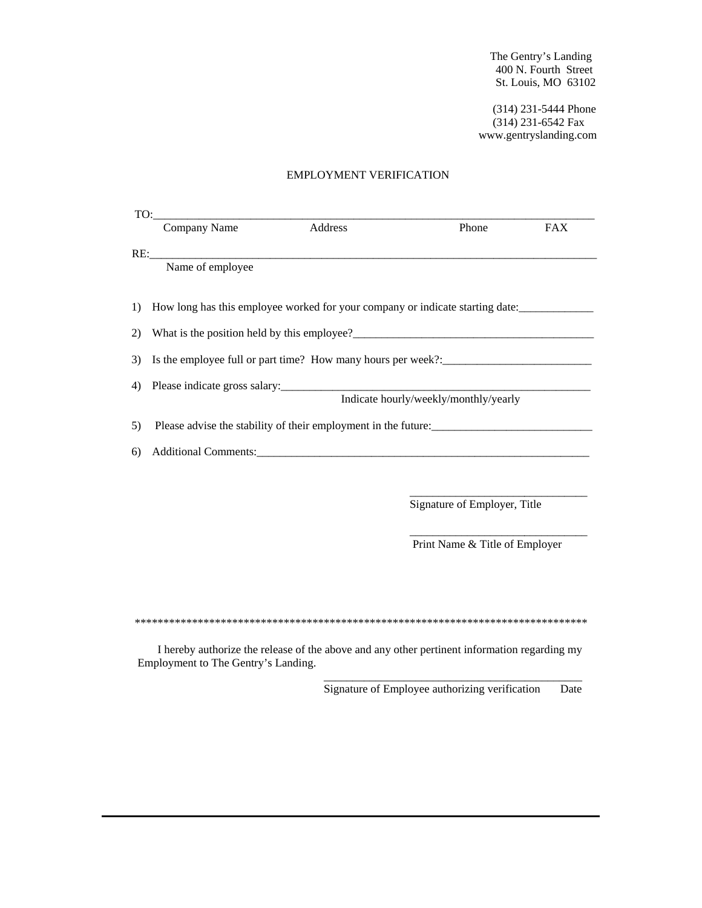The Gentry's Landing
400 N. Fourth Street
St. Louis, MO 63102

(314) 231-5444 Phone
(314) 231-6542 Fax
www.gentryslanding.com

# EMPLOYMENT VERIFICATION

TO:______________________________________________________________________________
Company Name		Address		Phone		FAX

RE:______________________________________________________________________________
Name of employee

1) How long has this employee worked for your company or indicate starting date:_____________

2) What is the position held by this employee?___________________________________________

3) Is the employee full or part time? How many hours per week?:__________________________

4) Please indicate gross salary:________________________________________________________
Indicate hourly/weekly/monthly/yearly

5) Please advise the stability of their employment in the future:____________________________

6) Additional Comments:____________________________________________________________

_______________________________
Signature of Employer, Title

_______________________________
Print Name & Title of Employer

********************************************************************************

I hereby authorize the release of the above and any other pertinent information regarding my Employment to The Gentry's Landing.

_______________________________________________
Signature of Employee authorizing verification		Date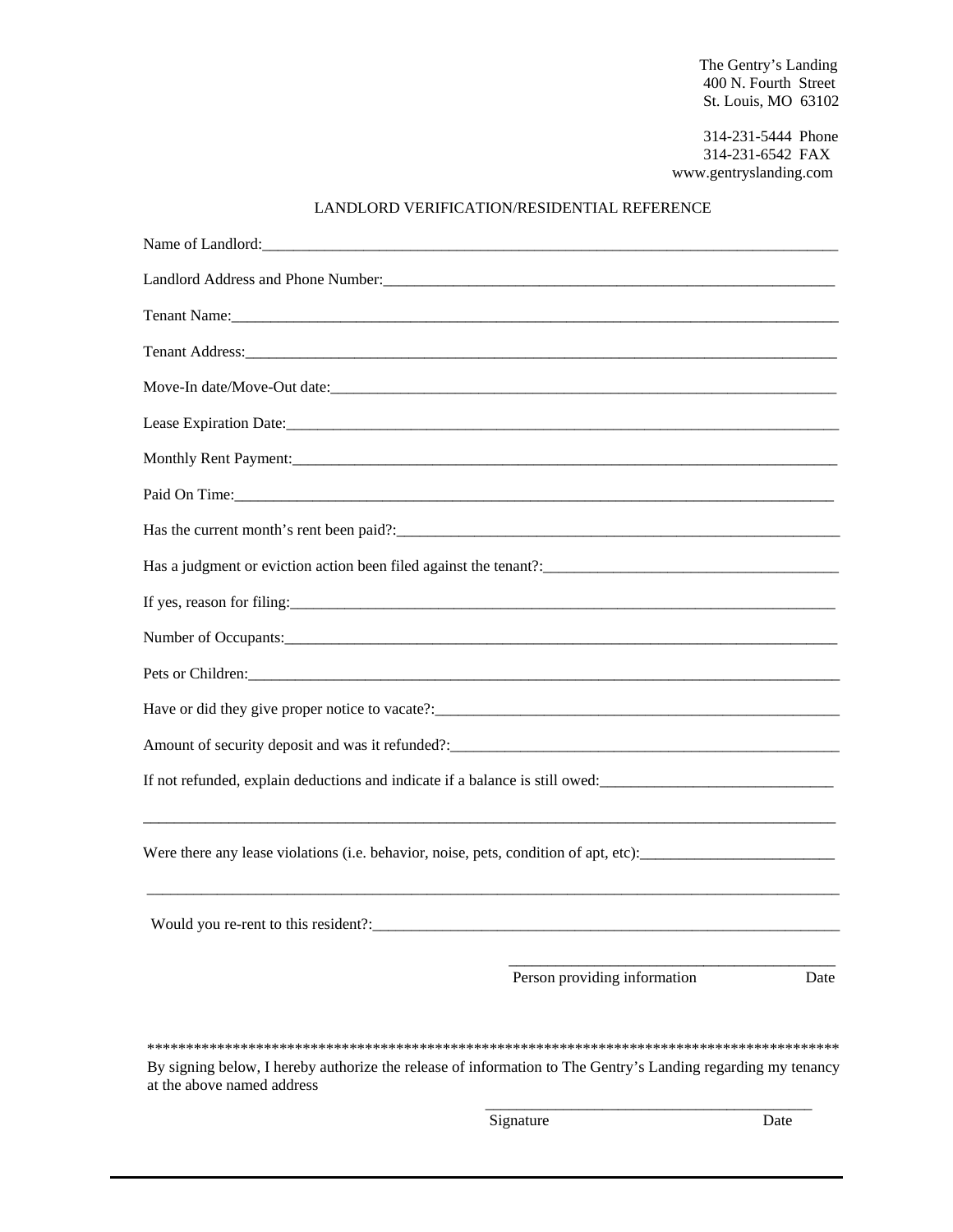The Gentry's Landing
400 N. Fourth Street
St. Louis, MO 63102

314-231-5444 Phone
314-231-6542 FAX
www.gentryslanding.com

## LANDLORD VERIFICATION/RESIDENTIAL REFERENCE

Name of Landlord:_______________________________________________________________

Landlord Address and Phone Number:______________________________________________

Tenant Name:___________________________________________________________________

Tenant Address:_________________________________________________________________

Move-In date/Move-Out date:______________________________________________________

Lease Expiration Date:___________________________________________________________

Monthly Rent Payment:___________________________________________________________

Paid On Time:___________________________________________________________________

Has the current month's rent been paid?:____________________________________________

Has a judgment or eviction action been filed against the tenant?:_______________________

If yes, reason for filing:___________________________________________________________

Number of Occupants:____________________________________________________________

Pets or Children:_________________________________________________________________

Have or did they give proper notice to vacate?:______________________________________

Amount of security deposit and was it refunded?:____________________________________

If not refunded, explain deductions and indicate if a balance is still owed:_______________

_______________________________________________________________________________

Were there any lease violations (i.e. behavior, noise, pets, condition of apt, etc):__________

_______________________________________________________________________________

Would you re-rent to this resident?:_________________________________________________

_____________________________________________
Person providing information                    Date

*******************************************************************************************

By signing below, I hereby authorize the release of information to The Gentry's Landing regarding my tenancy at the above named address

_____________________________________________
Signature                                        Date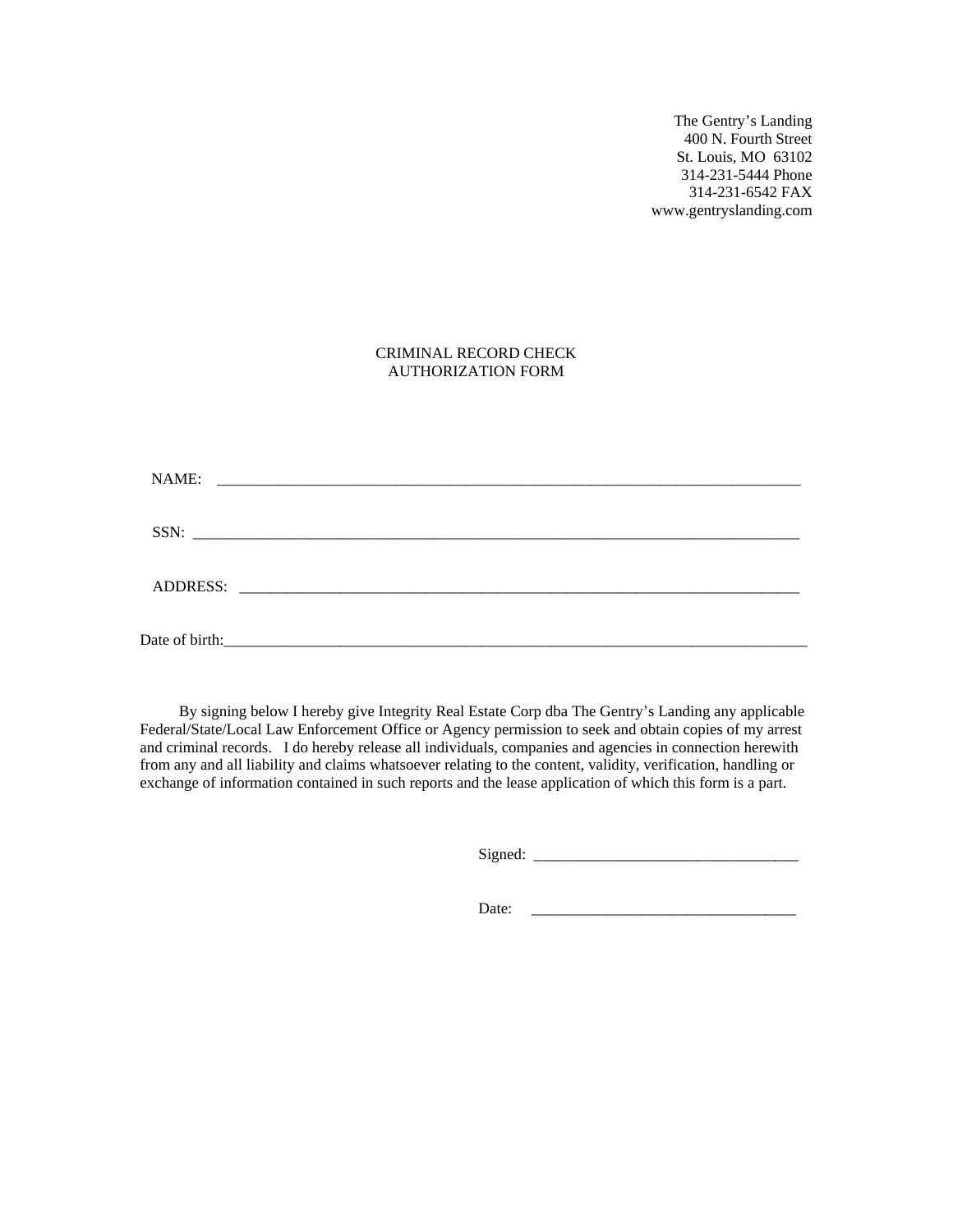The Gentry's Landing
400 N. Fourth Street
St. Louis, MO 63102
314-231-5444 Phone
314-231-6542 FAX
www.gentryslanding.com

# CRIMINAL RECORD CHECK AUTHORIZATION FORM

NAME: ______________________________________________________________________________

SSN: ________________________________________________________________________________

ADDRESS: ___________________________________________________________________________

Date of birth:__________________________________________________________________________

By signing below I hereby give Integrity Real Estate Corp dba The Gentry's Landing any applicable Federal/State/Local Law Enforcement Office or Agency permission to seek and obtain copies of my arrest and criminal records. I do hereby release all individuals, companies and agencies in connection herewith from any and all liability and claims whatsoever relating to the content, validity, verification, handling or exchange of information contained in such reports and the lease application of which this form is a part.

Signed: _________________________________

Date: _________________________________